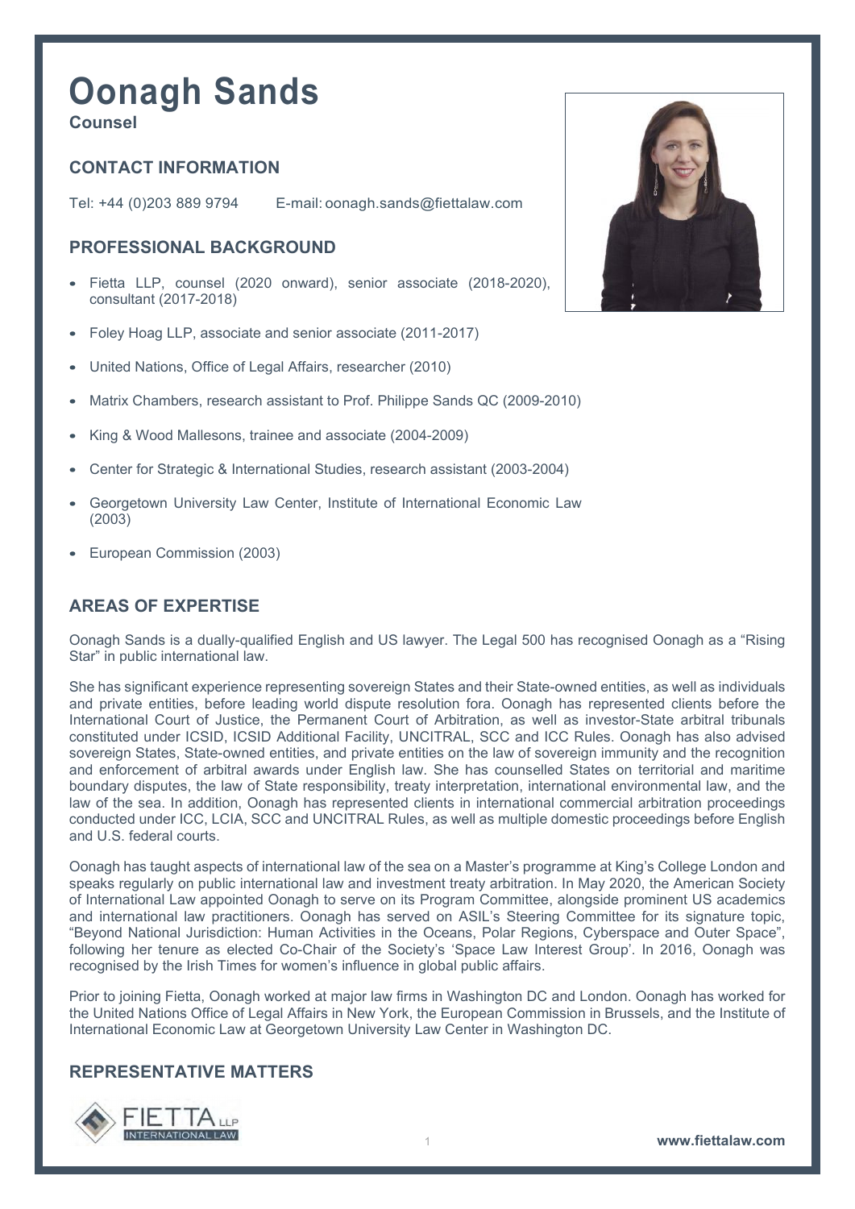# Oonagh Sands

**Counsel**

## CONTACT INFORMATION

Tel: +44 (0)203 889 9794 E-mail: oonagh.sands@fiettalaw.com

## PROFESSIONAL BACKGROUND

- Fietta LLP, counsel (2020 onward), senior associate (2018-2020), consultant (2017-2018)
- Foley Hoag LLP, associate and senior associate (2011-2017)
- United Nations, Office of Legal Affairs, researcher (2010)
- Matrix Chambers, research assistant to Prof. Philippe Sands QC (2009-2010)
- King & Wood Mallesons, trainee and associate (2004-2009)
- Center for Strategic & International Studies, research assistant (2003-2004)
- Georgetown University Law Center, Institute of International Economic Law (2003)
- European Commission (2003)

## AREAS OF EXPERTISE

Oonagh Sands is a dually-qualified English and US lawyer. The Legal 500 has recognised Oonagh as a "Rising Star" in public international law.

She has significant experience representing sovereign States and their State-owned entities, as well as individuals and private entities, before leading world dispute resolution fora. Oonagh has represented clients before the International Court of Justice, the Permanent Court of Arbitration, as well as investor-State arbitral tribunals constituted under ICSID, ICSID Additional Facility, UNCITRAL, SCC and ICC Rules. Oonagh has also advised sovereign States, State-owned entities, and private entities on the law of sovereign immunity and the recognition and enforcement of arbitral awards under English law. She has counselled States on territorial and maritime boundary disputes, the law of State responsibility, treaty interpretation, international environmental law, and the law of the sea. In addition, Oonagh has represented clients in international commercial arbitration proceedings conducted under ICC, LCIA, SCC and UNCITRAL Rules, as well as multiple domestic proceedings before English and U.S. federal courts.

Oonagh has taught aspects of international law of the sea on a Master's programme at King's College London and speaks regularly on public international law and investment treaty arbitration. In May 2020, the American Society of International Law appointed Oonagh to serve on its Program Committee, alongside prominent US academics and international law practitioners. Oonagh has served on ASIL's Steering Committee for its signature topic, "Beyond National Jurisdiction: Human Activities in the Oceans, Polar Regions, Cyberspace and Outer Space", following her tenure as elected Co-Chair of the Society's 'Space Law Interest Group'. In 2016, Oonagh was recognised by the Irish Times for women's influence in global public affairs.

Prior to joining Fietta, Oonagh worked at major law firms in Washington DC and London. Oonagh has worked for the United Nations Office of Legal Affairs in New York, the European Commission in Brussels, and the Institute of International Economic Law at Georgetown University Law Center in Washington DC.

## REPRESENTATIVE MATTERS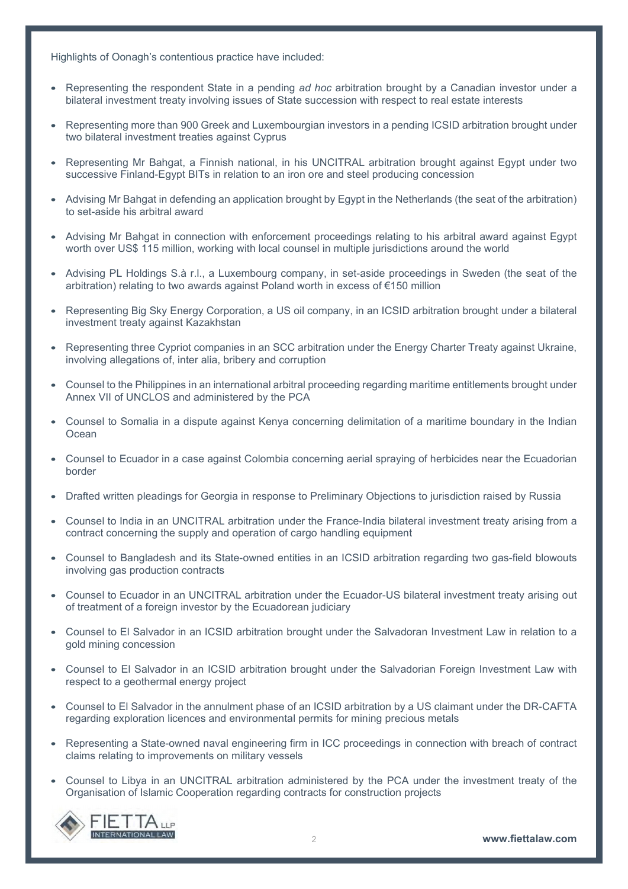Highlights of Oonagh's contentious practice have included:

- Representing the respondent State in a pending *ad hoc* arbitration brought by a Canadian investor under a bilateral investment treaty involving issues of State succession with respect to real estate interests
- Representing more than 900 Greek and Luxembourgian investors in a pending ICSID arbitration brought under two bilateral investment treaties against Cyprus
- Representing Mr Bahgat, a Finnish national, in his UNCITRAL arbitration brought against Egypt under two successive Finland-Egypt BITs in relation to an iron ore and steel producing concession
- Advising Mr Bahgat in defending an application brought by Egypt in the Netherlands (the seat of the arbitration) to set-aside his arbitral award
- Advising Mr Bahgat in connection with enforcement proceedings relating to his arbitral award against Egypt worth over US$ 115 million, working with local counsel in multiple jurisdictions around the world
- Advising PL Holdings S.à r.l., a Luxembourg company, in set-aside proceedings in Sweden (the seat of the arbitration) relating to two awards against Poland worth in excess of €150 million
- Representing Big Sky Energy Corporation, a US oil company, in an ICSID arbitration brought under a bilateral investment treaty against Kazakhstan
- Representing three Cypriot companies in an SCC arbitration under the Energy Charter Treaty against Ukraine, involving allegations of, inter alia, bribery and corruption
- Counsel to the Philippines in an international arbitral proceeding regarding maritime entitlements brought under Annex VII of UNCLOS and administered by the PCA
- Counsel to Somalia in a dispute against Kenya concerning delimitation of a maritime boundary in the Indian Ocean
- Counsel to Ecuador in a case against Colombia concerning aerial spraying of herbicides near the Ecuadorian border
- Drafted written pleadings for Georgia in response to Preliminary Objections to jurisdiction raised by Russia
- Counsel to India in an UNCITRAL arbitration under the France-India bilateral investment treaty arising from a contract concerning the supply and operation of cargo handling equipment
- Counsel to Bangladesh and its State-owned entities in an ICSID arbitration regarding two gas-field blowouts involving gas production contracts
- Counsel to Ecuador in an UNCITRAL arbitration under the Ecuador-US bilateral investment treaty arising out of treatment of a foreign investor by the Ecuadorean judiciary
- Counsel to El Salvador in an ICSID arbitration brought under the Salvadoran Investment Law in relation to a gold mining concession
- Counsel to El Salvador in an ICSID arbitration brought under the Salvadorian Foreign Investment Law with respect to a geothermal energy project
- Counsel to El Salvador in the annulment phase of an ICSID arbitration by a US claimant under the DR-CAFTA regarding exploration licences and environmental permits for mining precious metals
- Representing a State-owned naval engineering firm in ICC proceedings in connection with breach of contract claims relating to improvements on military vessels
- Counsel to Libya in an UNCITRAL arbitration administered by the PCA under the investment treaty of the Organisation of Islamic Cooperation regarding contracts for construction projects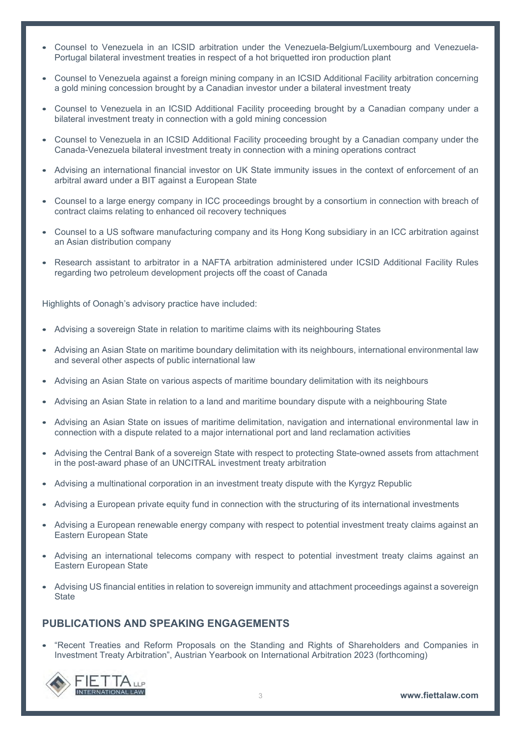- Counsel to Venezuela in an ICSID arbitration under the Venezuela-Belgium/Luxembourg and Venezuela-Portugal bilateral investment treaties in respect of a hot briquetted iron production plant
- Counsel to Venezuela against a foreign mining company in an ICSID Additional Facility arbitration concerning a gold mining concession brought by a Canadian investor under a bilateral investment treaty
- Counsel to Venezuela in an ICSID Additional Facility proceeding brought by a Canadian company under a bilateral investment treaty in connection with a gold mining concession
- Counsel to Venezuela in an ICSID Additional Facility proceeding brought by a Canadian company under the Canada-Venezuela bilateral investment treaty in connection with a mining operations contract
- Advising an international financial investor on UK State immunity issues in the context of enforcement of an arbitral award under a BIT against a European State
- Counsel to a large energy company in ICC proceedings brought by a consortium in connection with breach of contract claims relating to enhanced oil recovery techniques
- Counsel to a US software manufacturing company and its Hong Kong subsidiary in an ICC arbitration against an Asian distribution company
- Research assistant to arbitrator in a NAFTA arbitration administered under ICSID Additional Facility Rules regarding two petroleum development projects off the coast of Canada

Highlights of Oonagh's advisory practice have included:

- Advising a sovereign State in relation to maritime claims with its neighbouring States
- Advising an Asian State on maritime boundary delimitation with its neighbours, international environmental law and several other aspects of public international law
- Advising an Asian State on various aspects of maritime boundary delimitation with its neighbours
- Advising an Asian State in relation to a land and maritime boundary dispute with a neighbouring State
- Advising an Asian State on issues of maritime delimitation, navigation and international environmental law in connection with a dispute related to a major international port and land reclamation activities
- Advising the Central Bank of a sovereign State with respect to protecting State-owned assets from attachment in the post-award phase of an UNCITRAL investment treaty arbitration
- Advising a multinational corporation in an investment treaty dispute with the Kyrgyz Republic
- Advising a European private equity fund in connection with the structuring of its international investments
- Advising a European renewable energy company with respect to potential investment treaty claims against an Eastern European State
- Advising an international telecoms company with respect to potential investment treaty claims against an Eastern European State
- Advising US financial entities in relation to sovereign immunity and attachment proceedings against a sovereign State

## PUBLICATIONS AND SPEAKING ENGAGEMENTS

- "Recent Treaties and Reform Proposals on the Standing and Rights of Shareholders and Companies in Investment Treaty Arbitration", Austrian Yearbook on International Arbitration 2023 (forthcoming)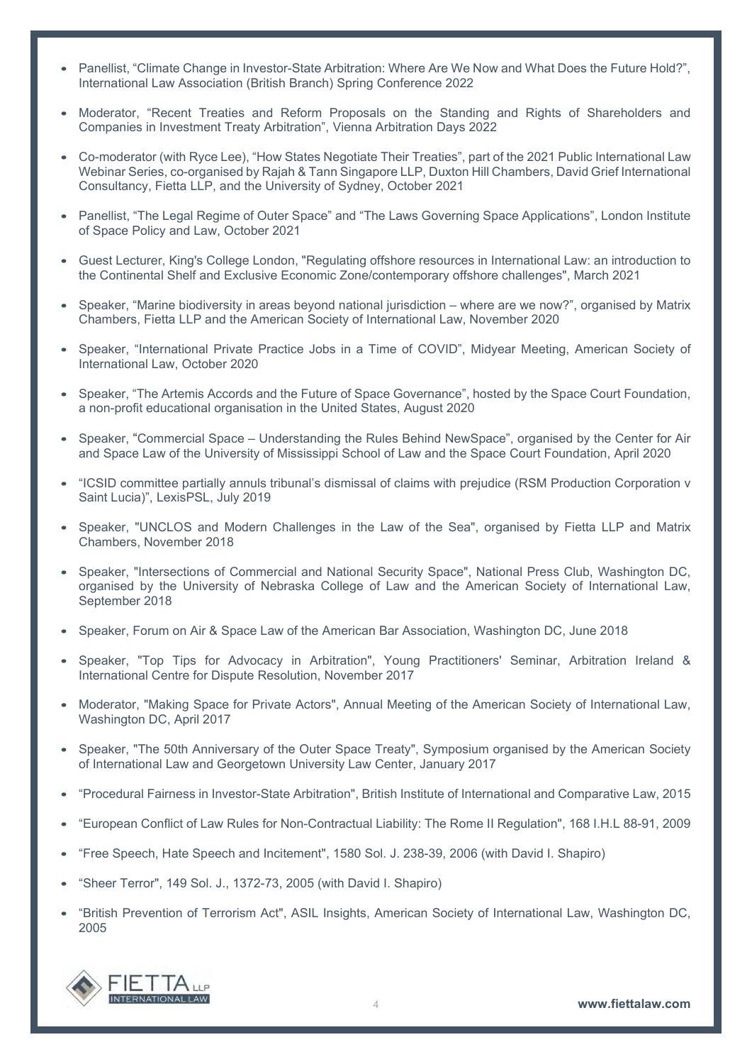- Panellist, "Climate Change in Investor-State Arbitration: Where Are We Now and What Does the Future Hold?", International Law Association (British Branch) Spring Conference 2022
- Moderator, "Recent Treaties and Reform Proposals on the Standing and Rights of Shareholders and Companies in Investment Treaty Arbitration", Vienna Arbitration Days 2022
- Co-moderator (with Ryce Lee), "How States Negotiate Their Treaties", part of the 2021 Public International Law Webinar Series, co-organised by Rajah & Tann Singapore LLP, Duxton Hill Chambers, David Grief International Consultancy, Fietta LLP, and the University of Sydney, October 2021
- Panellist, "The Legal Regime of Outer Space" and "The Laws Governing Space Applications", London Institute of Space Policy and Law, October 2021
- Guest Lecturer, King's College London, "Regulating offshore resources in International Law: an introduction to the Continental Shelf and Exclusive Economic Zone/contemporary offshore challenges", March 2021
- Speaker, "Marine biodiversity in areas beyond national jurisdiction – where are we now?", organised by Matrix Chambers, Fietta LLP and the American Society of International Law, November 2020
- Speaker, "International Private Practice Jobs in a Time of COVID", Midyear Meeting, American Society of International Law, October 2020
- Speaker, "The Artemis Accords and the Future of Space Governance", hosted by the Space Court Foundation, a non-profit educational organisation in the United States, August 2020
- Speaker, "Commercial Space – Understanding the Rules Behind NewSpace", organised by the Center for Air and Space Law of the University of Mississippi School of Law and the Space Court Foundation, April 2020
- "ICSID committee partially annuls tribunal's dismissal of claims with prejudice (RSM Production Corporation v Saint Lucia)", LexisPSL, July 2019
- Speaker, "UNCLOS and Modern Challenges in the Law of the Sea", organised by Fietta LLP and Matrix Chambers, November 2018
- Speaker, "Intersections of Commercial and National Security Space", National Press Club, Washington DC, organised by the University of Nebraska College of Law and the American Society of International Law, September 2018
- Speaker, Forum on Air & Space Law of the American Bar Association, Washington DC, June 2018
- Speaker, "Top Tips for Advocacy in Arbitration", Young Practitioners' Seminar, Arbitration Ireland & International Centre for Dispute Resolution, November 2017
- Moderator, "Making Space for Private Actors", Annual Meeting of the American Society of International Law, Washington DC, April 2017
- Speaker, "The 50th Anniversary of the Outer Space Treaty", Symposium organised by the American Society of International Law and Georgetown University Law Center, January 2017
- "Procedural Fairness in Investor-State Arbitration", British Institute of International and Comparative Law, 2015
- "European Conflict of Law Rules for Non-Contractual Liability: The Rome II Regulation", 168 I.H.L 88-91, 2009
- "Free Speech, Hate Speech and Incitement", 1580 Sol. J. 238-39, 2006 (with David I. Shapiro)
- "Sheer Terror", 149 Sol. J., 1372-73, 2005 (with David I. Shapiro)
- "British Prevention of Terrorism Act", ASIL Insights, American Society of International Law, Washington DC, 2005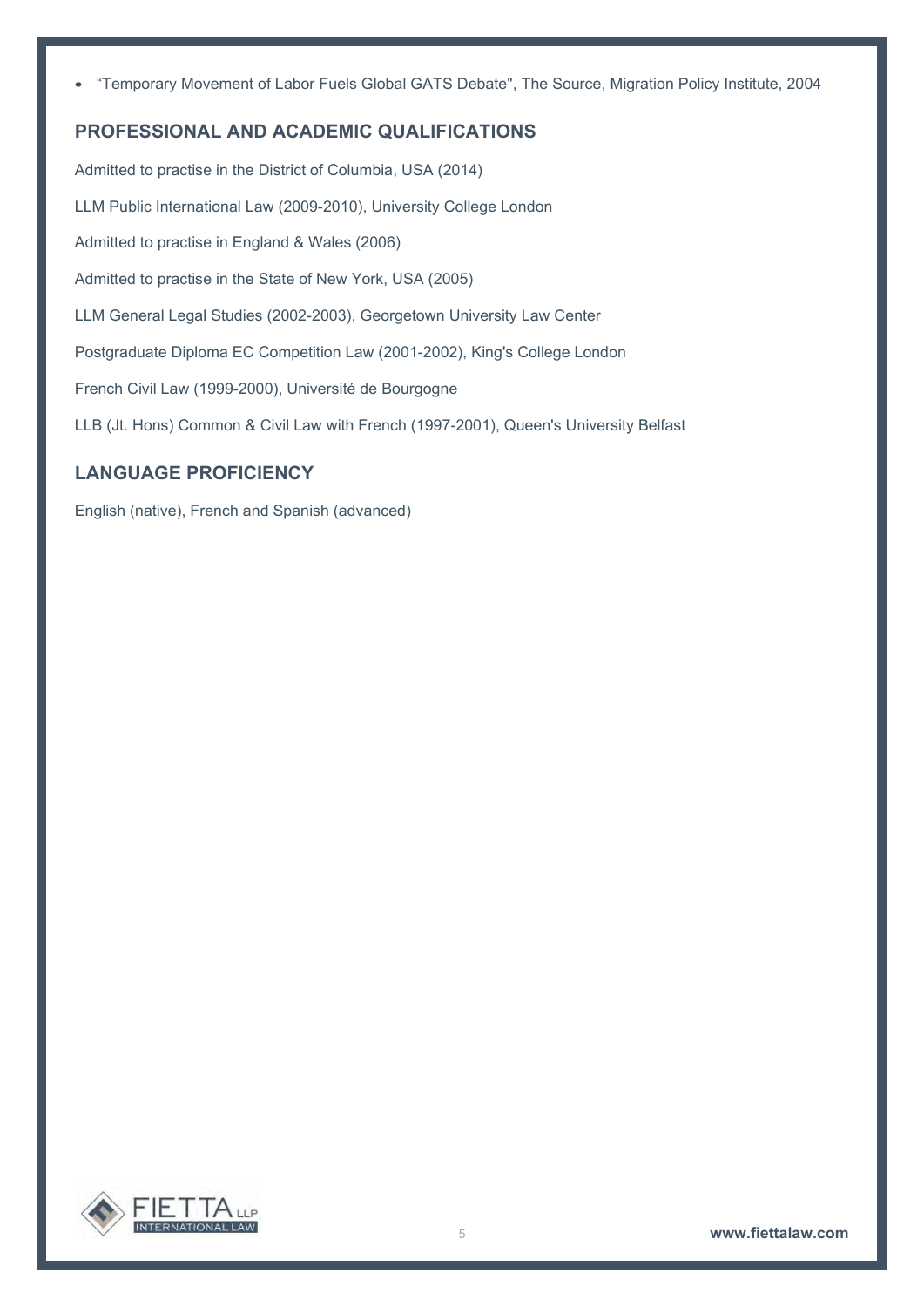- “Temporary Movement of Labor Fuels Global GATS Debate", The Source, Migration Policy Institute, 2004

## PROFESSIONAL AND ACADEMIC QUALIFICATIONS

Admitted to practise in the District of Columbia, USA (2014)

LLM Public International Law (2009-2010), University College London

Admitted to practise in England & Wales (2006)

Admitted to practise in the State of New York, USA (2005)

LLM General Legal Studies (2002-2003), Georgetown University Law Center

Postgraduate Diploma EC Competition Law (2001-2002), King's College London

French Civil Law (1999-2000), Université de Bourgogne

LLB (Jt. Hons) Common & Civil Law with French (1997-2001), Queen's University Belfast

## LANGUAGE PROFICIENCY

English (native), French and Spanish (advanced)